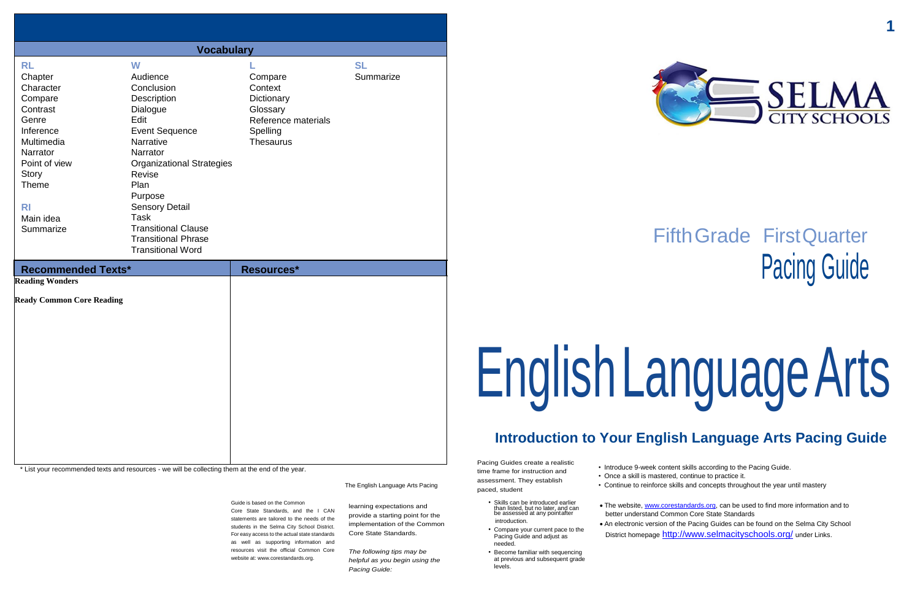## Vocabulary

| RL | W | L | SL |
|---|---|---|---|
| Chapter | Audience | Compare | Summarize |
| Character | Conclusion | Context | |
| Compare | Description | Dictionary | |
| Contrast | Dialogue | Glossary | |
| Genre | Edit | Reference materials | |
| Inference | Event Sequence | Spelling | |
| Multimedia | Narrative | Thesaurus | |
| Narrator | Narrator | | |
| Point of view | Organizational Strategies | | |
| Story | Revise | | |
| Theme | Plan | | |
| | Purpose | | |
| **RI** | Sensory Detail | | |
| Main idea | Task | | |
| Summarize | Transitional Clause | | |
| | Transitional Phrase | | |
| | Transitional Word | | |

| Recommended Texts* | Resources* |
|---|---|
| **Reading Wonders** | |
| **Ready Common Core Reading** | |

* List your recommended texts and resources - we will be collecting them at the end of the year.

# Fifth Grade First Quarter Pacing Guide

# English Language Arts

## Introduction to Your English Language Arts Pacing Guide

Pacing Guides create a realistic time frame for instruction and assessment. They establish paced, student learning expectations and provide a starting point for the implementation of the Common Core State Standards.

The English Language Arts Pacing Guide is based on the Common Core State Standards, and the I CAN statements are tailored to the needs of the students in the Selma City School District. For easy access to the actual state standards as well as supporting information and resources visit the official Common Core website at: www.corestandards.org.

*The following tips may be helpful as you begin using the Pacing Guide:*

- Skills can be introduced earlier than listed, but no later, and can be assessed at any pointafter introduction.
- Compare your current pace to the Pacing Guide and adjust as needed.
- Become familiar with sequencing at previous and subsequent grade levels.
- Introduce 9-week content skills according to the Pacing Guide.
- Once a skill is mastered, continue to practice it.
- Continue to reinforce skills and concepts throughout the year until mastery
- The website, www.corestandards.org, can be used to find more information and to better understand Common Core State Standards
- An electronic version of the Pacing Guides can be found on the Selma City School District homepage http://www.selmacityschools.org/ under Links.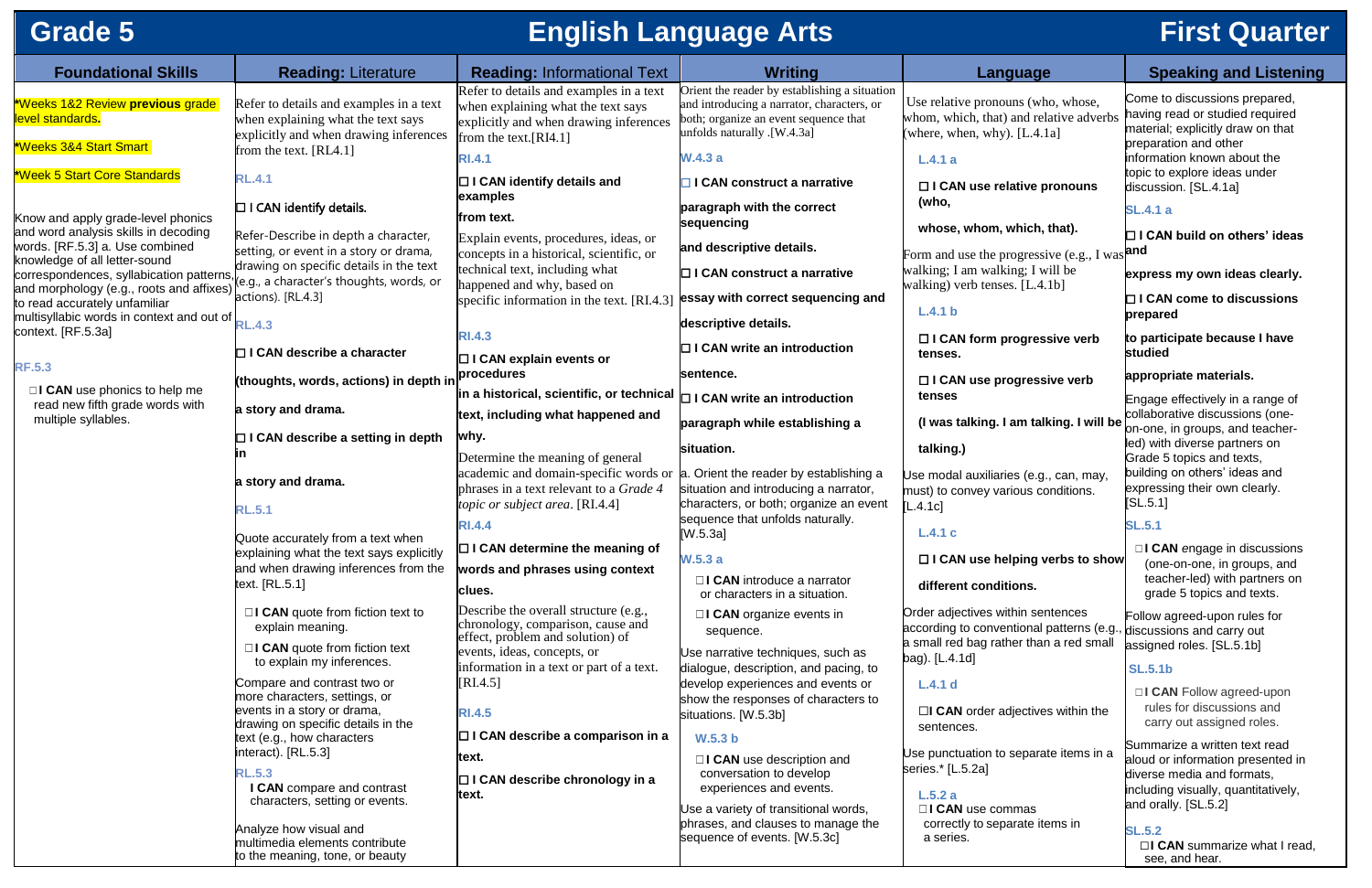# Grade 5 — English Language Arts — First Quarter

| Foundational Skills | Reading: Literature | Reading: Informational Text | Writing | Language | Speaking and Listening |
|---|---|---|---|---|---|
| *Weeks 1&2 Review **previous** grade level standards.<br><br>*Weeks 3&4 Start Smart<br><br>*Week 5 Start Core Standards<br><br>Know and apply grade-level phonics and word analysis skills in decoding words. [RF.5.3] a. Use combined knowledge of all letter-sound correspondences, syllabication patterns, and morphology (e.g., roots and affixes) to read accurately unfamiliar multisyllabic words in context and out of context. [RF.5.3a]<br><br>**RF.5.3**<br><br>☐**I CAN** use phonics to help me read new fifth grade words with multiple syllables. | Refer to details and examples in a text when explaining what the text says explicitly and when drawing inferences from the text. [RL4.1]<br><br>**RL.4.1**<br><br>☐ I CAN identify details.<br><br>Refer-Describe in depth a character, setting, or event in a story or drama, drawing on specific details in the text (e.g., a character's thoughts, words, or actions). [RL4.3]<br><br>**RL.4.3**<br><br>**☐ I CAN describe a character (thoughts, words, actions) in depth in a story and drama.**<br><br>**☐ I CAN describe a setting in depth in a story and drama.**<br><br>**RL.5.1**<br><br>Quote accurately from a text when explaining what the text says explicitly and when drawing inferences from the text. [RL.5.1]<br><br>☐**I CAN** quote from fiction text to explain meaning.<br><br>☐**I CAN** quote from fiction text to explain my inferences.<br><br>Compare and contrast two or more characters, settings, or events in a story or drama, drawing on specific details in the text (e.g., how characters interact). [RL.5.3]<br><br>**RL.5.3**<br>**I CAN** compare and contrast characters, setting or events.<br><br>Analyze how visual and multimedia elements contribute to the meaning, tone, or beauty | Refer to details and examples in a text when explaining what the text says explicitly and when drawing inferences from the text. [RI4.1]<br><br>**RI.4.1**<br><br>**☐ I CAN identify details and examples from text.**<br><br>Explain events, procedures, ideas, or concepts in a historical, scientific, or technical text, including what happened and why, based on specific information in the text. [RI.4.3]<br><br>**RI.4.3**<br><br>**☐ I CAN explain events or procedures in a historical, scientific, or technical text, including what happened and why.**<br><br>Determine the meaning of general academic and domain-specific words or phrases in a text relevant to a *Grade 4 topic or subject area*. [RI.4.4]<br><br>**RI.4.4**<br><br>**☐ I CAN determine the meaning of words and phrases using context clues.**<br><br>Describe the overall structure (e.g., chronology, comparison, cause and effect, problem and solution) of events, ideas, concepts, or information in a text or part of a text. [RI.4.5]<br><br>**RI.4.5**<br><br>**☐ I CAN describe a comparison in a text.**<br><br>**☐ I CAN describe chronology in a text.** | Orient the reader by establishing a situation and introducing a narrator, characters, or both; organize an event sequence that unfolds naturally .[W.4.3a]<br><br>**W.4.3 a**<br><br>**☐ I CAN construct a narrative paragraph with the correct sequencing and descriptive details.**<br><br>**☐ I CAN construct a narrative essay with correct sequencing and descriptive details.**<br><br>**☐ I CAN write an introduction sentence.**<br><br>**☐ I CAN write an introduction paragraph while establishing a situation.**<br><br>a. Orient the reader by establishing a situation and introducing a narrator, characters, or both; organize an event sequence that unfolds naturally. [W.5.3a]<br><br>**W.5.3 a**<br><br>☐**I CAN** introduce a narrator or characters in a situation.<br><br>☐**I CAN** organize events in sequence.<br><br>Use narrative techniques, such as dialogue, description, and pacing, to develop experiences and events or show the responses of characters to situations. [W.5.3b]<br><br>**W.5.3 b**<br><br>☐**I CAN** use description and conversation to develop experiences and events.<br><br>Use a variety of transitional words, phrases, and clauses to manage the sequence of events. [W.5.3c] | Use relative pronouns (who, whose, whom, which, that) and relative adverbs (where, when, why). [L.4.1a]<br><br>**L.4.1 a**<br><br>**☐ I CAN use relative pronouns (who, whose, whom, which, that).**<br><br>Form and use the progressive (e.g., I was walking; I am walking; I will be walking) verb tenses. [L.4.1b]<br><br>**L.4.1 b**<br><br>**☐ I CAN form progressive verb tenses.**<br><br>**☐ I CAN use progressive verb tenses (I was talking. I am talking. I will be talking.)**<br><br>Use modal auxiliaries (e.g., can, may, must) to convey various conditions. [L.4.1c]<br><br>**L.4.1 c**<br><br>**☐ I CAN use helping verbs to show different conditions.**<br><br>Order adjectives within sentences according to conventional patterns (e.g., a small red bag rather than a red small bag). [L.4.1d]<br><br>**L.4.1 d**<br><br>☐**I CAN** order adjectives within the sentences.<br><br>Use punctuation to separate items in a series.* [L.5.2a]<br><br>**L.5.2 a**<br>☐**I CAN** use commas correctly to separate items in a series. | Come to discussions prepared, having read or studied required material; explicitly draw on that preparation and other information known about the topic to explore ideas under discussion. [SL.4.1a]<br><br>**SL.4.1 a**<br><br>**☐ I CAN build on others' ideas and express my own ideas clearly.**<br><br>**☐ I CAN come to discussions prepared to participate because I have studied appropriate materials.**<br><br>Engage effectively in a range of collaborative discussions (one-on-one, in groups, and teacher-led) with diverse partners on Grade 5 topics and texts, building on others' ideas and expressing their own clearly. [SL.5.1]<br><br>**SL.5.1**<br><br>☐**I CAN** engage in discussions (one-on-one, in groups, and teacher-led) with partners on grade 5 topics and texts.<br><br>Follow agreed-upon rules for discussions and carry out assigned roles. [SL.5.1b]<br><br>**SL.5.1b**<br><br>☐**I CAN** Follow agreed-upon rules for discussions and carry out assigned roles.<br><br>Summarize a written text read aloud or information presented in diverse media and formats, including visually, quantitatively, and orally. [SL.5.2]<br><br>**SL.5.2**<br>☐**I CAN** summarize what I read, see, and hear. |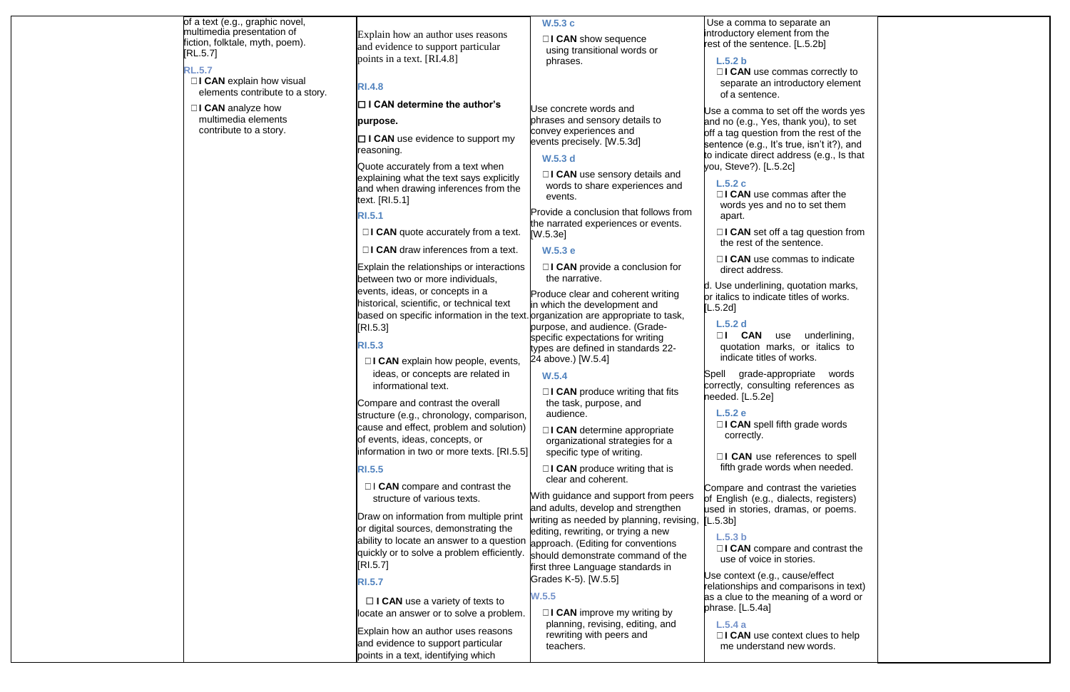| | | | | |
|---|---|---|---|---|
| | of a text (e.g., graphic novel, multimedia presentation of fiction, folktale, myth, poem). [RL.5.7]<br><br>**RL.5.7**<br>☐ **I CAN** explain how visual elements contribute to a story.<br>☐ **I CAN** analyze how multimedia elements contribute to a story. | Explain how an author uses reasons and evidence to support particular points in a text. [RI.4.8]<br><br>**RI.4.8**<br>☐ **I CAN determine the author's purpose.**<br>☐ **I CAN** use evidence to support my reasoning.<br><br>Quote accurately from a text when explaining what the text says explicitly and when drawing inferences from the text. [RI.5.1]<br><br>**RI.5.1**<br>☐ **I CAN** quote accurately from a text.<br>☐ **I CAN** draw inferences from a text.<br><br>Explain the relationships or interactions between two or more individuals, events, ideas, or concepts in a historical, scientific, or technical text based on specific information in the text. [RI.5.3]<br><br>**RI.5.3**<br>☐ **I CAN** explain how people, events, ideas, or concepts are related in informational text.<br><br>Compare and contrast the overall structure (e.g., chronology, comparison, cause and effect, problem and solution) of events, ideas, concepts, or information in two or more texts. [RI.5.5]<br><br>**RI.5.5**<br>☐ I **CAN** compare and contrast the structure of various texts.<br><br>Draw on information from multiple print or digital sources, demonstrating the ability to locate an answer to a question quickly or to solve a problem efficiently. [RI.5.7]<br><br>**RI.5.7**<br>☐ **I CAN** use a variety of texts to locate an answer or to solve a problem.<br><br>Explain how an author uses reasons and evidence to support particular points in a text, identifying which | **W.5.3 c**<br>☐ **I CAN** show sequence using transitional words or phrases.<br><br>Use concrete words and phrases and sensory details to convey experiences and events precisely. [W.5.3d]<br><br>**W.5.3 d**<br>☐ **I CAN** use sensory details and words to share experiences and events.<br><br>Provide a conclusion that follows from the narrated experiences or events. [W.5.3e]<br><br>**W.5.3 e**<br>☐ **I CAN** provide a conclusion for the narrative.<br><br>Produce clear and coherent writing in which the development and organization are appropriate to task, purpose, and audience. (Grade-specific expectations for writing types are defined in standards 22-24 above.) [W.5.4]<br><br>**W.5.4**<br>☐ **I CAN** produce writing that fits the task, purpose, and audience.<br>☐ **I CAN** determine appropriate organizational strategies for a specific type of writing.<br>☐ **I CAN** produce writing that is clear and coherent.<br><br>With guidance and support from peers and adults, develop and strengthen writing as needed by planning, revising, editing, rewriting, or trying a new approach. (Editing for conventions should demonstrate command of the first three Language standards in Grades K-5). [W.5.5]<br><br>**W.5.5**<br>☐ **I CAN** improve my writing by planning, revising, editing, and rewriting with peers and teachers. | Use a comma to separate an introductory element from the rest of the sentence. [L.5.2b]<br><br>**L.5.2 b**<br>☐ **I CAN** use commas correctly to separate an introductory element of a sentence.<br><br>Use a comma to set off the words yes and no (e.g., Yes, thank you), to set off a tag question from the rest of the sentence (e.g., It's true, isn't it?), and to indicate direct address (e.g., Is that you, Steve?). [L.5.2c]<br><br>**L.5.2 c**<br>☐ **I CAN** use commas after the words yes and no to set them apart.<br>☐ **I CAN** set off a tag question from the rest of the sentence.<br>☐ **I CAN** use commas to indicate direct address.<br><br>d. Use underlining, quotation marks, or italics to indicate titles of works. [L.5.2d]<br><br>**L.5.2 d**<br>☐ **I CAN** use underlining, quotation marks, or italics to indicate titles of works.<br><br>Spell grade-appropriate words correctly, consulting references as needed. [L.5.2e]<br><br>**L.5.2 e**<br>☐ **I CAN** spell fifth grade words correctly.<br>☐ **I CAN** use references to spell fifth grade words when needed.<br><br>Compare and contrast the varieties of English (e.g., dialects, registers) used in stories, dramas, or poems. [L.5.3b]<br><br>**L.5.3 b**<br>☐ **I CAN** compare and contrast the use of voice in stories.<br><br>Use context (e.g., cause/effect relationships and comparisons in text) as a clue to the meaning of a word or phrase. [L.5.4a]<br><br>**L.5.4 a**<br>☐ **I CAN** use context clues to help me understand new words. | |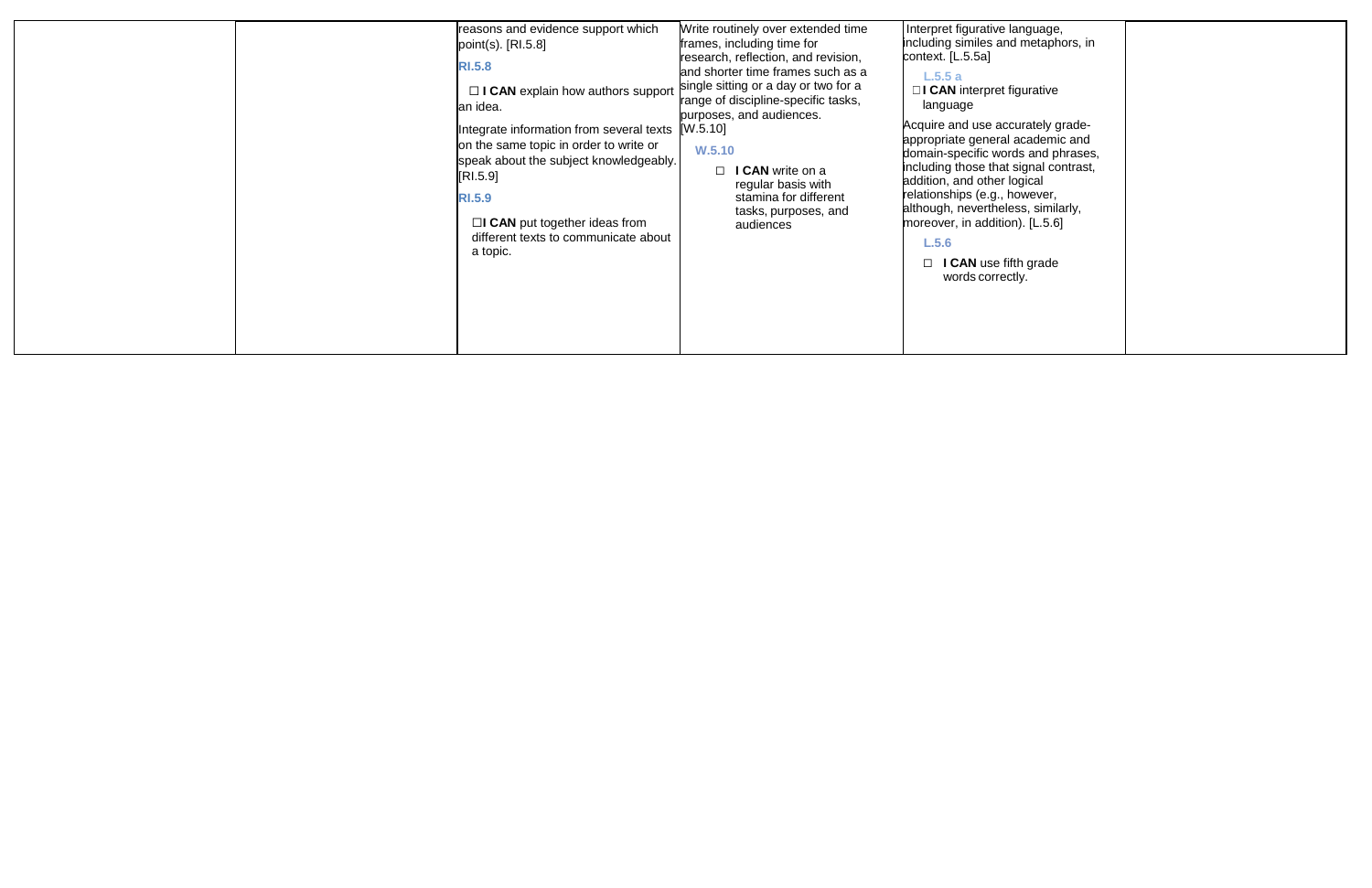|  |  |  |  |  |  |
|---|---|---|---|---|---|
|  |  | reasons and evidence support which point(s). [RI.5.8]<br><br>**RI.5.8**<br><br>☐ **I CAN** explain how authors support an idea.<br><br>Integrate information from several texts on the same topic in order to write or speak about the subject knowledgeably. [RI.5.9]<br><br>**RI.5.9**<br><br>☐**I CAN** put together ideas from different texts to communicate about a topic. | Write routinely over extended time frames, including time for research, reflection, and revision, and shorter time frames such as a single sitting or a day or two for a range of discipline-specific tasks, purposes, and audiences. [W.5.10]<br><br>**W.5.10**<br><br>☐ **I CAN** write on a regular basis with stamina for different tasks, purposes, and audiences | Interpret figurative language, including similes and metaphors, in context. [L.5.5a]<br><br>**L.5.5 a**<br><br>☐**I CAN** interpret figurative language<br><br>Acquire and use accurately grade-appropriate general academic and domain-specific words and phrases, including those that signal contrast, addition, and other logical relationships (e.g., however, although, nevertheless, similarly, moreover, in addition). [L.5.6]<br><br>**L.5.6**<br><br>☐ **I CAN** use fifth grade words correctly. |  |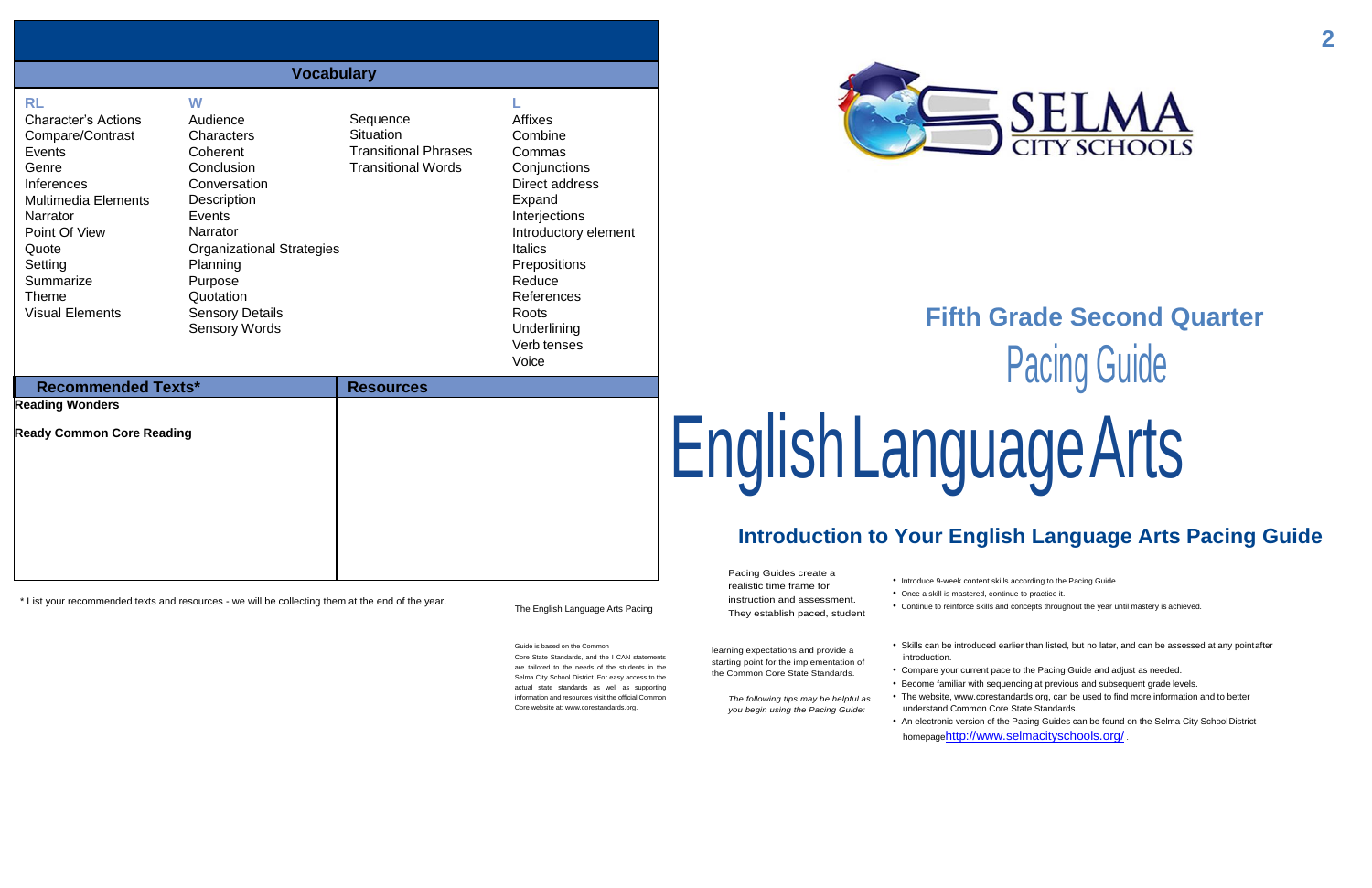## Vocabulary

| RL | W | | L |
|---|---|---|---|
| Character's Actions | Audience | Sequence | Affixes |
| Compare/Contrast | Characters | Situation | Combine |
| Events | Coherent | Transitional Phrases | Commas |
| Genre | Conclusion | Transitional Words | Conjunctions |
| Inferences | Conversation | | Direct address |
| Multimedia Elements | Description | | Expand |
| Narrator | Events | | Interjections |
| Point Of View | Narrator | | Introductory element |
| Quote | Organizational Strategies | | Italics |
| Setting | Planning | | Prepositions |
| Summarize | Purpose | | Reduce |
| Theme | Quotation | | References |
| Visual Elements | Sensory Details | | Roots |
| | Sensory Words | | Underlining |
| | | | Verb tenses |
| | | | Voice |

| Recommended Texts* | Resources |
|---|---|
| **Reading Wonders** <br> **Ready Common Core Reading** | |

\* List your recommended texts and resources - we will be collecting them at the end of the year.

# Fifth Grade Second Quarter

## Pacing Guide

# English Language Arts

## Introduction to Your English Language Arts Pacing Guide

The English Language Arts Pacing Guide is based on the Common Core State Standards, and the I CAN statements are tailored to the needs of the students in the Selma City School District. For easy access to the actual state standards as well as supporting information and resources visit the official Common Core website at: www.corestandards.org.

Pacing Guides create a realistic time frame for instruction and assessment. They establish paced, student learning expectations and provide a starting point for the implementation of the Common Core State Standards.

*The following tips may be helpful as you begin using the Pacing Guide:*

- Introduce 9-week content skills according to the Pacing Guide.
- Once a skill is mastered, continue to practice it.
- Continue to reinforce skills and concepts throughout the year until mastery is achieved.
- Skills can be introduced earlier than listed, but no later, and can be assessed at any point after introduction.
- Compare your current pace to the Pacing Guide and adjust as needed.
- Become familiar with sequencing at previous and subsequent grade levels.
- The website, www.corestandards.org, can be used to find more information and to better understand Common Core State Standards.
- An electronic version of the Pacing Guides can be found on the Selma City School District homepage http://www.selmacityschools.org/ .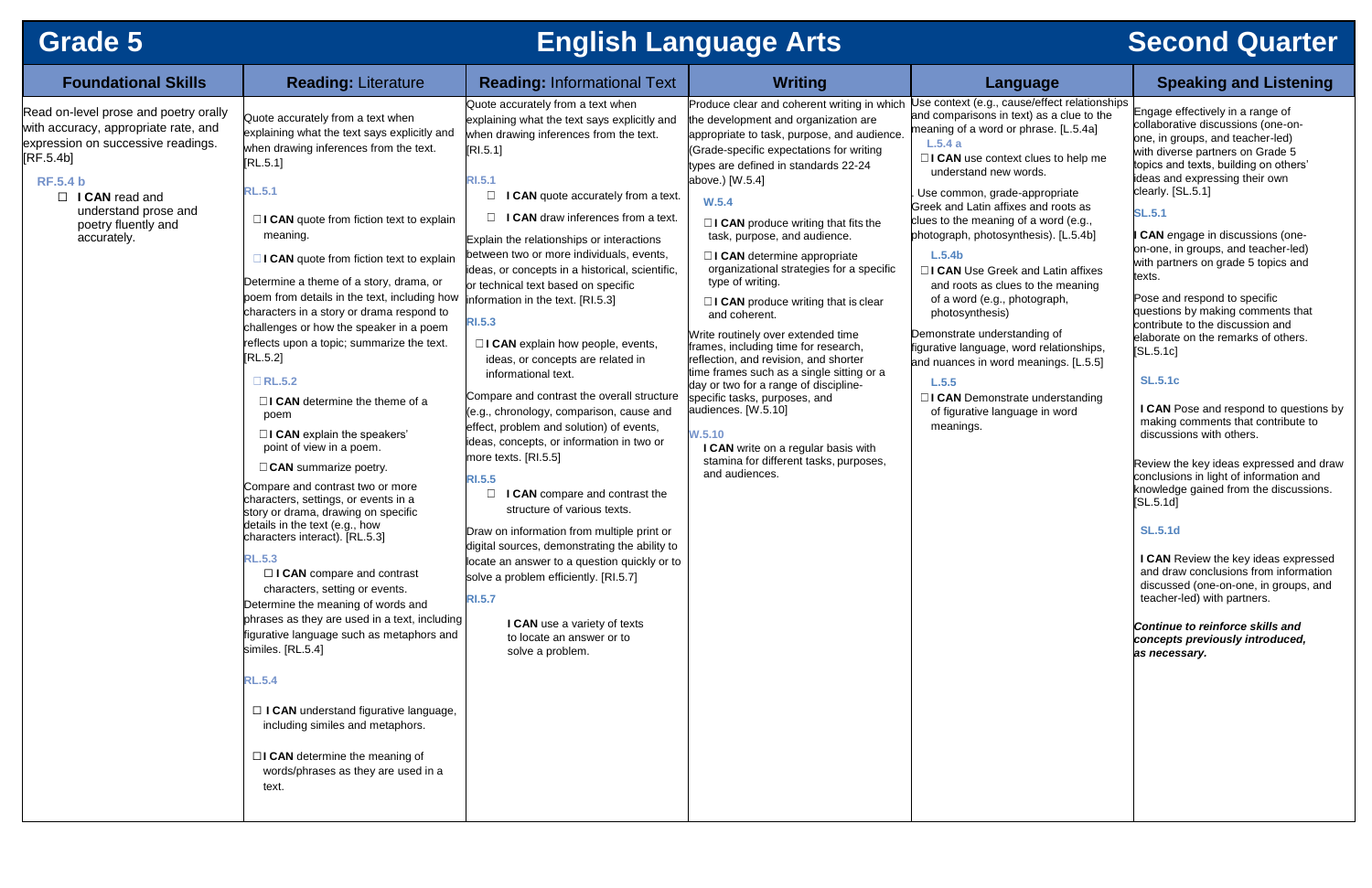# Grade 5 — English Language Arts — Second Quarter

| Foundational Skills | Reading: Literature | Reading: Informational Text | Writing | Language | Speaking and Listening |
|---|---|---|---|---|---|
| Read on-level prose and poetry orally with accuracy, appropriate rate, and expression on successive readings. [RF.5.4b]<br><br>**RF.5.4 b**<br>☐ **I CAN** read and understand prose and poetry fluently and accurately. | Quote accurately from a text when explaining what the text says explicitly and when drawing inferences from the text. [RL.5.1]<br><br>**RL.5.1**<br>☐ **I CAN** quote from fiction text to explain meaning.<br>☐ **I CAN** quote from fiction text to explain<br><br>Determine a theme of a story, drama, or poem from details in the text, including how characters in a story or drama respond to challenges or how the speaker in a poem reflects upon a topic; summarize the text. [RL.5.2]<br><br>☐ **RL.5.2**<br>☐ **I CAN** determine the theme of a poem<br>☐ **I CAN** explain the speakers' point of view in a poem.<br>☐ **CAN** summarize poetry.<br><br>Compare and contrast two or more characters, settings, or events in a story or drama, drawing on specific details in the text (e.g., how characters interact). [RL.5.3]<br><br>**RL.5.3**<br>☐ **I CAN** compare and contrast characters, setting or events.<br><br>Determine the meaning of words and phrases as they are used in a text, including figurative language such as metaphors and similes. [RL.5.4]<br><br>**RL.5.4**<br>☐ **I CAN** understand figurative language, including similes and metaphors.<br>☐ **I CAN** determine the meaning of words/phrases as they are used in a text. | Quote accurately from a text when explaining what the text says explicitly and when drawing inferences from the text. [RI.5.1]<br><br>**RI.5.1**<br>☐ **I CAN** quote accurately from a text.<br>☐ **I CAN** draw inferences from a text.<br><br>Explain the relationships or interactions between two or more individuals, events, ideas, or concepts in a historical, scientific, or technical text based on specific information in the text. [RI.5.3]<br><br>**RI.5.3**<br>☐ **I CAN** explain how people, events, ideas, or concepts are related in informational text.<br><br>Compare and contrast the overall structure (e.g., chronology, comparison, cause and effect, problem and solution) of events, ideas, concepts, or information in two or more texts. [RI.5.5]<br><br>**RI.5.5**<br>☐ **I CAN** compare and contrast the structure of various texts.<br><br>Draw on information from multiple print or digital sources, demonstrating the ability to locate an answer to a question quickly or to solve a problem efficiently. [RI.5.7]<br><br>**RI.5.7**<br>**I CAN** use a variety of texts to locate an answer or to solve a problem. | Produce clear and coherent writing in which the development and organization are appropriate to task, purpose, and audience. (Grade-specific expectations for writing types are defined in standards 22-24 above.) [W.5.4]<br><br>**W.5.4**<br>☐ **I CAN** produce writing that fits the task, purpose, and audience.<br>☐ **I CAN** determine appropriate organizational strategies for a specific type of writing.<br>☐ **I CAN** produce writing that is clear and coherent.<br><br>Write routinely over extended time frames, including time for research, reflection, and revision, and shorter time frames such as a single sitting or a day or two for a range of discipline-specific tasks, purposes, and audiences. [W.5.10]<br><br>**W.5.10**<br>**I CAN** write on a regular basis with stamina for different tasks, purposes, and audiences. | Use context (e.g., cause/effect relationships and comparisons in text) as a clue to the meaning of a word or phrase. [L.5.4a]<br><br>**L.5.4 a**<br>☐ **I CAN** use context clues to help me understand new words.<br><br>Use common, grade-appropriate Greek and Latin affixes and roots as clues to the meaning of a word (e.g., photograph, photosynthesis). [L.5.4b]<br><br>**L.5.4b**<br>☐ **I CAN** Use Greek and Latin affixes and roots as clues to the meaning of a word (e.g., photograph, photosynthesis)<br><br>Demonstrate understanding of figurative language, word relationships, and nuances in word meanings. [L.5.5]<br><br>**L.5.5**<br>☐ **I CAN** Demonstrate understanding of figurative language in word meanings. | Engage effectively in a range of collaborative discussions (one-on-one, in groups, and teacher-led) with diverse partners on Grade 5 topics and texts, building on others' ideas and expressing their own clearly. [SL.5.1]<br><br>**SL.5.1**<br>**I CAN** engage in discussions (one-on-one, in groups, and teacher-led) with partners on grade 5 topics and texts.<br><br>Pose and respond to specific questions by making comments that contribute to the discussion and elaborate on the remarks of others. [SL.5.1c]<br><br>**SL.5.1c**<br>**I CAN** Pose and respond to questions by making comments that contribute to discussions with others.<br><br>Review the key ideas expressed and draw conclusions in light of information and knowledge gained from the discussions. [SL.5.1d]<br><br>**SL.5.1d**<br>**I CAN** Review the key ideas expressed and draw conclusions from information discussed (one-on-one, in groups, and teacher-led) with partners.<br><br>***Continue to reinforce skills and concepts previously introduced, as necessary.*** |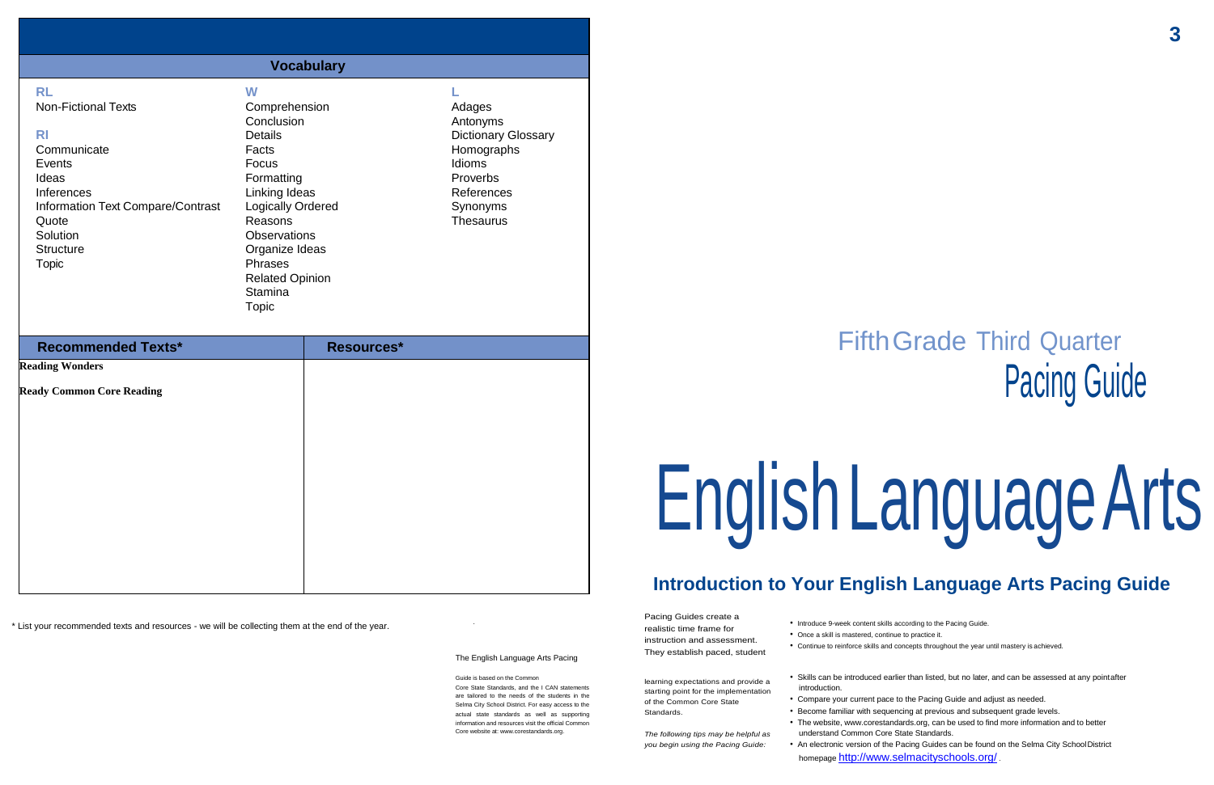## Vocabulary

| RL | W | L |
|---|---|---|
| Non-Fictional Texts | Comprehension | Adages |
| | Conclusion | Antonyms |
| **RI** | Details | Dictionary Glossary |
| Communicate | Facts | Homographs |
| Events | Focus | Idioms |
| Ideas | Formatting | Proverbs |
| Inferences | Linking Ideas | References |
| Information Text Compare/Contrast | Logically Ordered | Synonyms |
| Quote | Reasons | Thesaurus |
| Solution | Observations | |
| Structure | Organize Ideas | |
| Topic | Phrases | |
| | Related Opinion | |
| | Stamina | |
| | Topic | |

| Recommended Texts* | Resources* |
|---|---|
| **Reading Wonders** | |
| **Ready Common Core Reading** | |

* List your recommended texts and resources - we will be collecting them at the end of the year.

# Fifth Grade Third Quarter Pacing Guide

# English Language Arts

## Introduction to Your English Language Arts Pacing Guide

The English Language Arts Pacing Guide is based on the Common Core State Standards, and the I CAN statements are tailored to the needs of the students in the Selma City School District. For easy access to the actual state standards as well as supporting information and resources visit the official Common Core website at: www.corestandards.org.

Pacing Guides create a realistic time frame for instruction and assessment. They establish paced, student learning expectations and provide a starting point for the implementation of the Common Core State Standards.

*The following tips may be helpful as you begin using the Pacing Guide:*

- Introduce 9-week content skills according to the Pacing Guide.
- Once a skill is mastered, continue to practice it.
- Continue to reinforce skills and concepts throughout the year until mastery is achieved.
- Skills can be introduced earlier than listed, but no later, and can be assessed at any point after introduction.
- Compare your current pace to the Pacing Guide and adjust as needed.
- Become familiar with sequencing at previous and subsequent grade levels.
- The website, www.corestandards.org, can be used to find more information and to better understand Common Core State Standards.
- An electronic version of the Pacing Guides can be found on the Selma City School District homepage http://www.selmacityschools.org/ .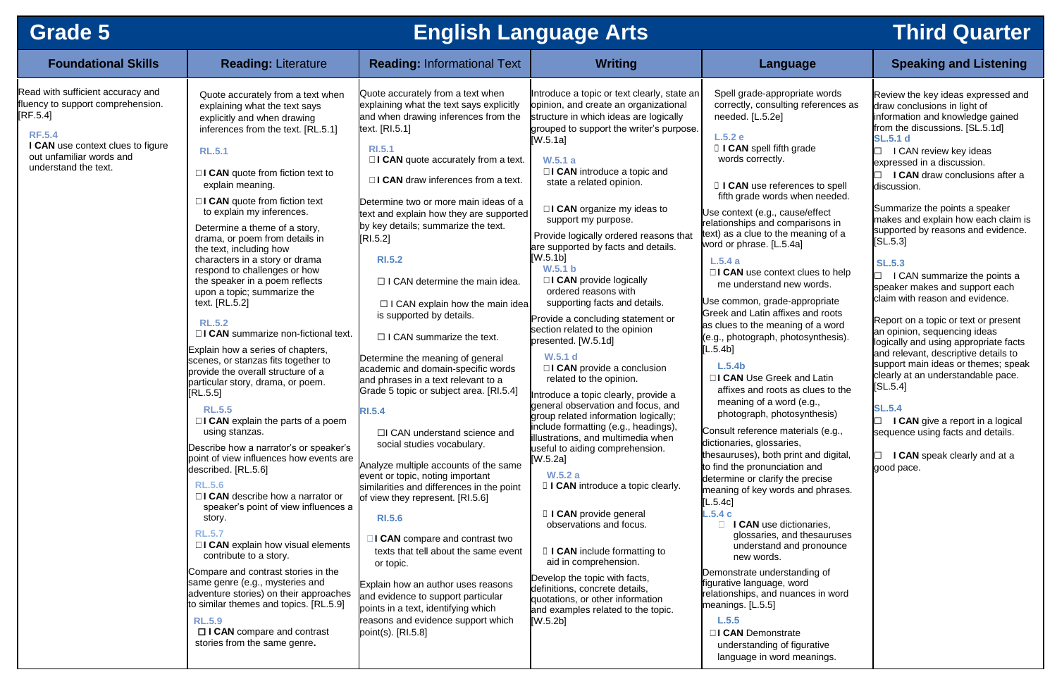# Grade 5 — English Language Arts — Third Quarter

| Foundational Skills | Reading: Literature | Reading: Informational Text | Writing | Language | Speaking and Listening |
|---|---|---|---|---|---|
| Read with sufficient accuracy and fluency to support comprehension. [RF.5.4]<br><br>**RF.5.4**<br>**I CAN** use context clues to figure out unfamiliar words and understand the text. | Quote accurately from a text when explaining what the text says explicitly and when drawing inferences from the text. [RL.5.1]<br><br>**RL.5.1**<br>☐ **I CAN** quote from fiction text to explain meaning.<br>☐ **I CAN** quote from fiction text to explain my inferences.<br><br>Determine a theme of a story, drama, or poem from details in the text, including how characters in a story or drama respond to challenges or how the speaker in a poem reflects upon a topic; summarize the text. [RL.5.2]<br><br>**RL.5.2**<br>☐ **I CAN** summarize non-fictional text.<br><br>Explain how a series of chapters, scenes, or stanzas fits together to provide the overall structure of a particular story, drama, or poem. [RL.5.5]<br><br>**RL.5.5**<br>☐ **I CAN** explain the parts of a poem using stanzas.<br><br>Describe how a narrator's or speaker's point of view influences how events are described. [RL.5.6]<br><br>**RL.5.6**<br>☐ **I CAN** describe how a narrator or speaker's point of view influences a story.<br><br>**RL.5.7**<br>☐ **I CAN** explain how visual elements contribute to a story.<br><br>Compare and contrast stories in the same genre (e.g., mysteries and adventure stories) on their approaches to similar themes and topics. [RL.5.9]<br><br>**RL.5.9**<br>☐ **I CAN** compare and contrast stories from the same genre**.** | Quote accurately from a text when explaining what the text says explicitly and when drawing inferences from the text. [RI.5.1]<br><br>**RI.5.1**<br>☐ **I CAN** quote accurately from a text.<br>☐ **I CAN** draw inferences from a text.<br><br>Determine two or more main ideas of a text and explain how they are supported by key details; summarize the text. [RI.5.2]<br><br>**RI.5.2**<br>☐ I CAN determine the main idea.<br>☐ I CAN explain how the main idea is supported by details.<br>☐ I CAN summarize the text.<br><br>Determine the meaning of general academic and domain-specific words and phrases in a text relevant to a Grade 5 topic or subject area. [RI.5.4]<br><br>**RI.5.4**<br>☐ I CAN understand science and social studies vocabulary.<br><br>Analyze multiple accounts of the same event or topic, noting important similarities and differences in the point of view they represent. [RI.5.6]<br><br>**RI.5.6**<br>☐ **I CAN** compare and contrast two texts that tell about the same event or topic.<br><br>Explain how an author uses reasons and evidence to support particular points in a text, identifying which reasons and evidence support which point(s). [RI.5.8] | Introduce a topic or text clearly, state an opinion, and create an organizational structure in which ideas are logically grouped to support the writer's purpose. [W.5.1a]<br><br>**W.5.1 a**<br>☐ **I CAN** introduce a topic and state a related opinion.<br>☐ **I CAN** organize my ideas to support my purpose.<br><br>Provide logically ordered reasons that are supported by facts and details. [W.5.1b]<br>**W.5.1 b**<br>☐ **I CAN** provide logically ordered reasons with supporting facts and details.<br><br>Provide a concluding statement or section related to the opinion presented. [W.5.1d]<br><br>**W.5.1 d**<br>☐ **I CAN** provide a conclusion related to the opinion.<br><br>Introduce a topic clearly, provide a general observation and focus, and group related information logically; include formatting (e.g., headings), illustrations, and multimedia when useful to aiding comprehension. [W.5.2a]<br><br>**W.5.2 a**<br>☐ **I CAN** introduce a topic clearly.<br>☐ **I CAN** provide general observations and focus.<br>☐ **I CAN** include formatting to aid in comprehension.<br><br>Develop the topic with facts, definitions, concrete details, quotations, or other information and examples related to the topic. [W.5.2b] | Spell grade-appropriate words correctly, consulting references as needed. [L.5.2e]<br><br>**L.5.2 e**<br>☐ **I CAN** spell fifth grade words correctly.<br>☐ **I CAN** use references to spell fifth grade words when needed.<br><br>Use context (e.g., cause/effect relationships and comparisons in text) as a clue to the meaning of a word or phrase. [L.5.4a]<br><br>**L.5.4 a**<br>☐ **I CAN** use context clues to help me understand new words.<br><br>Use common, grade-appropriate Greek and Latin affixes and roots as clues to the meaning of a word (e.g., photograph, photosynthesis). [L.5.4b]<br><br>**L.5.4b**<br>☐ **I CAN** Use Greek and Latin affixes and roots as clues to the meaning of a word (e.g., photograph, photosynthesis)<br><br>Consult reference materials (e.g., dictionaries, glossaries, thesauruses), both print and digital, to find the pronunciation and determine or clarify the precise meaning of key words and phrases. [L.5.4c]<br>**L.5.4 c**<br>☐ **I CAN** use dictionaries, glossaries, and thesauruses understand and pronounce new words.<br><br>Demonstrate understanding of figurative language, word relationships, and nuances in word meanings. [L.5.5]<br><br>**L.5.5**<br>☐ **I CAN** Demonstrate understanding of figurative language in word meanings. | Review the key ideas expressed and draw conclusions in light of information and knowledge gained from the discussions. [SL.5.1d]<br>**SL.5.1 d**<br>☐ I CAN review key ideas expressed in a discussion.<br>☐ **I CAN** draw conclusions after a discussion.<br><br>Summarize the points a speaker makes and explain how each claim is supported by reasons and evidence. [SL.5.3]<br><br>**SL.5.3**<br>☐ I CAN summarize the points a speaker makes and support each claim with reason and evidence.<br><br>Report on a topic or text or present an opinion, sequencing ideas logically and using appropriate facts and relevant, descriptive details to support main ideas or themes; speak clearly at an understandable pace. [SL.5.4]<br><br>**SL.5.4**<br>☐ **I CAN** give a report in a logical sequence using facts and details.<br>☐ **I CAN** speak clearly and at a good pace. |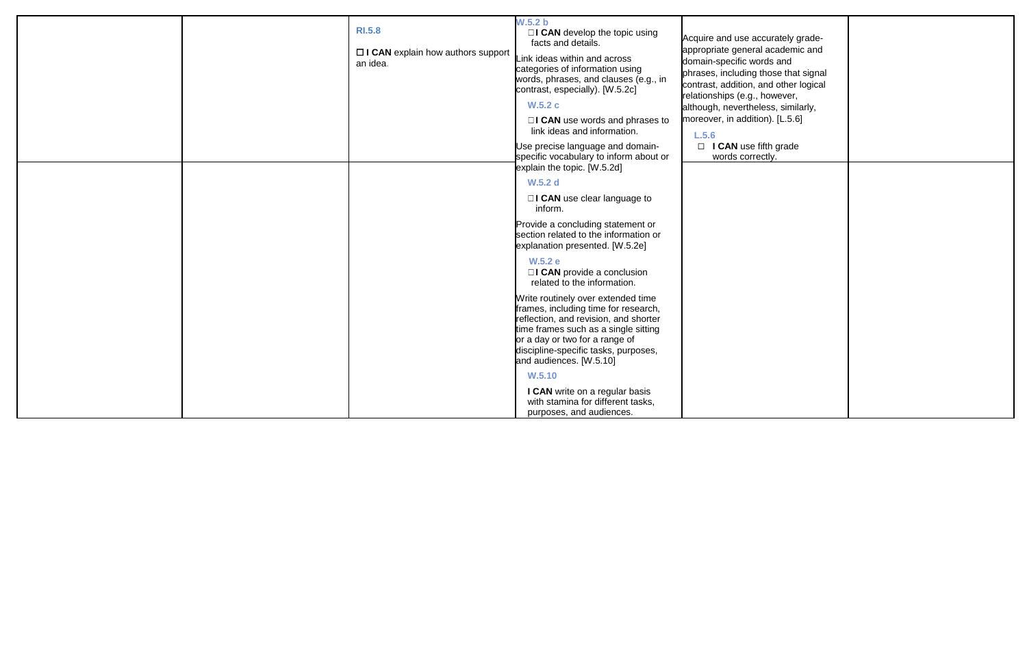| | | | | | |
|---|---|---|---|---|---|
| | | **RI.5.8**<br><br>☐ **I CAN** explain how authors support an idea. | **W.5.2 b**<br>☐ **I CAN** develop the topic using facts and details.<br><br>Link ideas within and across categories of information using words, phrases, and clauses (e.g., in contrast, especially). [W.5.2c]<br><br>**W.5.2 c**<br>☐ **I CAN** use words and phrases to link ideas and information.<br><br>Use precise language and domain-specific vocabulary to inform about or explain the topic. [W.5.2d] | Acquire and use accurately grade-appropriate general academic and domain-specific words and phrases, including those that signal contrast, addition, and other logical relationships (e.g., however, although, nevertheless, similarly, moreover, in addition). [L.5.6]<br><br>**L.5.6**<br>☐ **I CAN** use fifth grade words correctly. | |
| | | | **W.5.2 d**<br>☐ **I CAN** use clear language to inform.<br><br>Provide a concluding statement or section related to the information or explanation presented. [W.5.2e]<br><br>**W.5.2 e**<br>☐ **I CAN** provide a conclusion related to the information.<br><br>Write routinely over extended time frames, including time for research, reflection, and revision, and shorter time frames such as a single sitting or a day or two for a range of discipline-specific tasks, purposes, and audiences. [W.5.10]<br><br>**W.5.10**<br>**I CAN** write on a regular basis with stamina for different tasks, purposes, and audiences. | | |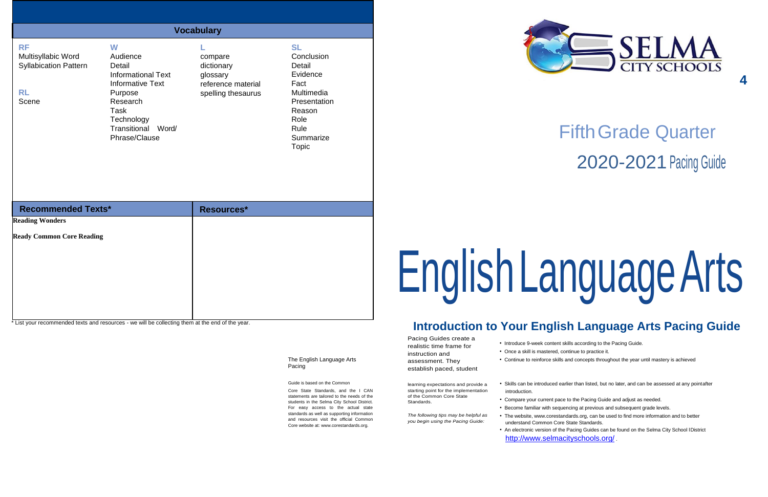## Vocabulary

| RF | W | L | SL |
|---|---|---|---|
| Multisyllabic Word<br>Syllabication Pattern | Audience<br>Detail<br>Informational Text<br>Informative Text<br>Purpose<br>Research<br>Task<br>Technology<br>Transitional Word/ Phrase/Clause | compare<br>dictionary<br>glossary<br>reference material<br>spelling thesaurus | Conclusion<br>Detail<br>Evidence<br>Fact<br>Multimedia<br>Presentation<br>Reason<br>Role<br>Rule<br>Summarize<br>Topic |
| **RL**<br>Scene | | | |

| Recommended Texts* | Resources* |
|---|---|
| **Reading Wonders**<br><br>**Ready Common Core Reading** | |

* List your recommended texts and resources - we will be collecting them at the end of the year.

The English Language Arts Pacing

Guide is based on the Common Core State Standards, and the I CAN statements are tailored to the needs of the students in the Selma City School District. For easy access to the actual state standards as well as supporting information and resources visit the official Common Core website at: www.corestandards.org.

SELMA CITY SCHOOLS

4

# Fifth Grade Quarter 2020-2021 Pacing Guide

# English Language Arts

## Introduction to Your English Language Arts Pacing Guide

Pacing Guides create a realistic time frame for instruction and assessment. They establish paced, student learning expectations and provide a starting point for the implementation of the Common Core State Standards.

*The following tips may be helpful as you begin using the Pacing Guide:*

- Introduce 9-week content skills according to the Pacing Guide.
- Once a skill is mastered, continue to practice it.
- Continue to reinforce skills and concepts throughout the year until mastery is achieved
- Skills can be introduced earlier than listed, but no later, and can be assessed at any point after introduction.
- Compare your current pace to the Pacing Guide and adjust as needed.
- Become familiar with sequencing at previous and subsequent grade levels.
- The website, www.corestandards.org, can be used to find more information and to better understand Common Core State Standards.
- An electronic version of the Pacing Guides can be found on the Selma City School District http://www.selmacityschools.org/ .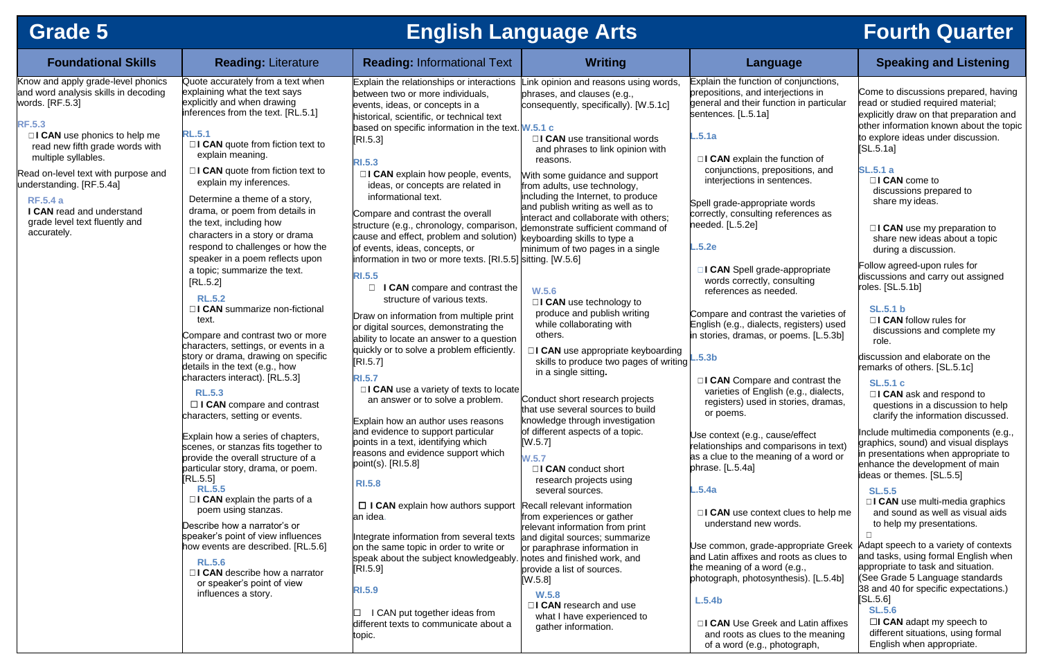# Grade 5 English Language Arts Fourth Quarter

| Foundational Skills | Reading: Literature | Reading: Informational Text | Writing | Language | Speaking and Listening |
|---|---|---|---|---|---|
| Know and apply grade-level phonics and word analysis skills in decoding words. [RF.5.3]<br><br>**RF.5.3**<br>☐**I CAN** use phonics to help me read new fifth grade words with multiple syllables.<br><br>Read on-level text with purpose and understanding. [RF.5.4a]<br><br>**RF.5.4 a**<br>**I CAN** read and understand grade level text fluently and accurately. | Quote accurately from a text when explaining what the text says explicitly and when drawing inferences from the text. [RL.5.1]<br><br>**RL.5.1**<br>☐**I CAN** quote from fiction text to explain meaning.<br>☐**I CAN** quote from fiction text to explain my inferences.<br><br>Determine a theme of a story, drama, or poem from details in the text, including how characters in a story or drama respond to challenges or how the speaker in a poem reflects upon a topic; summarize the text. [RL.5.2]<br><br>**RL.5.2**<br>☐**I CAN** summarize non-fictional text.<br><br>Compare and contrast two or more characters, settings, or events in a story or drama, drawing on specific details in the text (e.g., how characters interact). [RL.5.3]<br><br>**RL.5.3**<br>☐**I CAN** compare and contrast characters, setting or events.<br><br>Explain how a series of chapters, scenes, or stanzas fits together to provide the overall structure of a particular story, drama, or poem. [RL.5.5]<br><br>**RL.5.5**<br>☐**I CAN** explain the parts of a poem using stanzas.<br><br>Describe how a narrator's or speaker's point of view influences how events are described. [RL.5.6]<br><br>**RL.5.6**<br>☐**I CAN** describe how a narrator or speaker's point of view influences a story. | Explain the relationships or interactions between two or more individuals, events, ideas, or concepts in a historical, scientific, or technical text based on specific information in the text. [RI.5.3]<br><br>**RI.5.3**<br>☐**I CAN** explain how people, events, ideas, or concepts are related in informational text.<br><br>Compare and contrast the overall structure (e.g., chronology, comparison, cause and effect, problem and solution) of events, ideas, concepts, or information in two or more texts. [RI.5.5]<br><br>**RI.5.5**<br>☐ **I CAN** compare and contrast the structure of various texts.<br><br>Draw on information from multiple print or digital sources, demonstrating the ability to locate an answer to a question quickly or to solve a problem efficiently. [RI.5.7]<br><br>**RI.5.7**<br>☐**I CAN** use a variety of texts to locate an answer or to solve a problem.<br><br>Explain how an author uses reasons and evidence to support particular points in a text, identifying which reasons and evidence support which point(s). [RI.5.8]<br><br>**RI.5.8**<br>☐ **I CAN** explain how authors support an idea.<br><br>Integrate information from several texts on the same topic in order to write or speak about the subject knowledgeably. [RI.5.9]<br><br>**RI.5.9**<br>☐ I CAN put together ideas from different texts to communicate about a topic. | Link opinion and reasons using words, phrases, and clauses (e.g., consequently, specifically). [W.5.1c]<br><br>**W.5.1 c**<br>☐**I CAN** use transitional words and phrases to link opinion with reasons.<br><br>With some guidance and support from adults, use technology, including the Internet, to produce and publish writing as well as to interact and collaborate with others; demonstrate sufficient command of keyboarding skills to type a minimum of two pages in a single sitting. [W.5.6]<br><br>**W.5.6**<br>☐**I CAN** use technology to produce and publish writing while collaborating with others.<br>☐**I CAN** use appropriate keyboarding skills to produce two pages of writing in a single sitting.<br><br>Conduct short research projects that use several sources to build knowledge through investigation of different aspects of a topic. [W.5.7]<br><br>**W.5.7**<br>☐**I CAN** conduct short research projects using several sources.<br><br>Recall relevant information from experiences or gather relevant information from print and digital sources; summarize or paraphrase information in notes and finished work, and provide a list of sources. [W.5.8]<br><br>**W.5.8**<br>☐**I CAN** research and use what I have experienced to gather information. | Explain the function of conjunctions, prepositions, and interjections in general and their function in particular sentences. [L.5.1a]<br><br>**L.5.1a**<br>☐**I CAN** explain the function of conjunctions, prepositions, and interjections in sentences.<br><br>Spell grade-appropriate words correctly, consulting references as needed. [L.5.2e]<br><br>**L.5.2e**<br>☐**I CAN** Spell grade-appropriate words correctly, consulting references as needed.<br><br>Compare and contrast the varieties of English (e.g., dialects, registers) used in stories, dramas, or poems. [L.5.3b]<br><br>**L.5.3b**<br>☐**I CAN** Compare and contrast the varieties of English (e.g., dialects, registers) used in stories, dramas, or poems.<br><br>Use context (e.g., cause/effect relationships and comparisons in text) as a clue to the meaning of a word or phrase. [L.5.4a]<br><br>**L.5.4a**<br>☐**I CAN** use context clues to help me understand new words.<br><br>Use common, grade-appropriate Greek and Latin affixes and roots as clues to the meaning of a word (e.g., photograph, photosynthesis). [L.5.4b]<br><br>**L.5.4b**<br>☐**I CAN** Use Greek and Latin affixes and roots as clues to the meaning of a word (e.g., photograph, | Come to discussions prepared, having read or studied required material; explicitly draw on that preparation and other information known about the topic to explore ideas under discussion. [SL.5.1a]<br><br>**SL.5.1 a**<br>☐**I CAN** come to discussions prepared to share my ideas.<br>☐**I CAN** use my preparation to share new ideas about a topic during a discussion.<br><br>Follow agreed-upon rules for discussions and carry out assigned roles. [SL.5.1b]<br><br>**SL.5.1 b**<br>☐**I CAN** follow rules for discussions and complete my role.<br><br>discussion and elaborate on the remarks of others. [SL.5.1c]<br><br>**SL.5.1 c**<br>☐**I CAN** ask and respond to questions in a discussion to help clarify the information discussed.<br><br>Include multimedia components (e.g., graphics, sound) and visual displays in presentations when appropriate to enhance the development of main ideas or themes. [SL.5.5]<br><br>**SL.5.5**<br>☐**I CAN** use multi-media graphics and sound as well as visual aids to help my presentations.<br>☐<br><br>Adapt speech to a variety of contexts and tasks, using formal English when appropriate to task and situation. (See Grade 5 Language standards 38 and 40 for specific expectations.) [SL.5.6]<br><br>**SL.5.6**<br>☐**I CAN** adapt my speech to different situations, using formal English when appropriate. |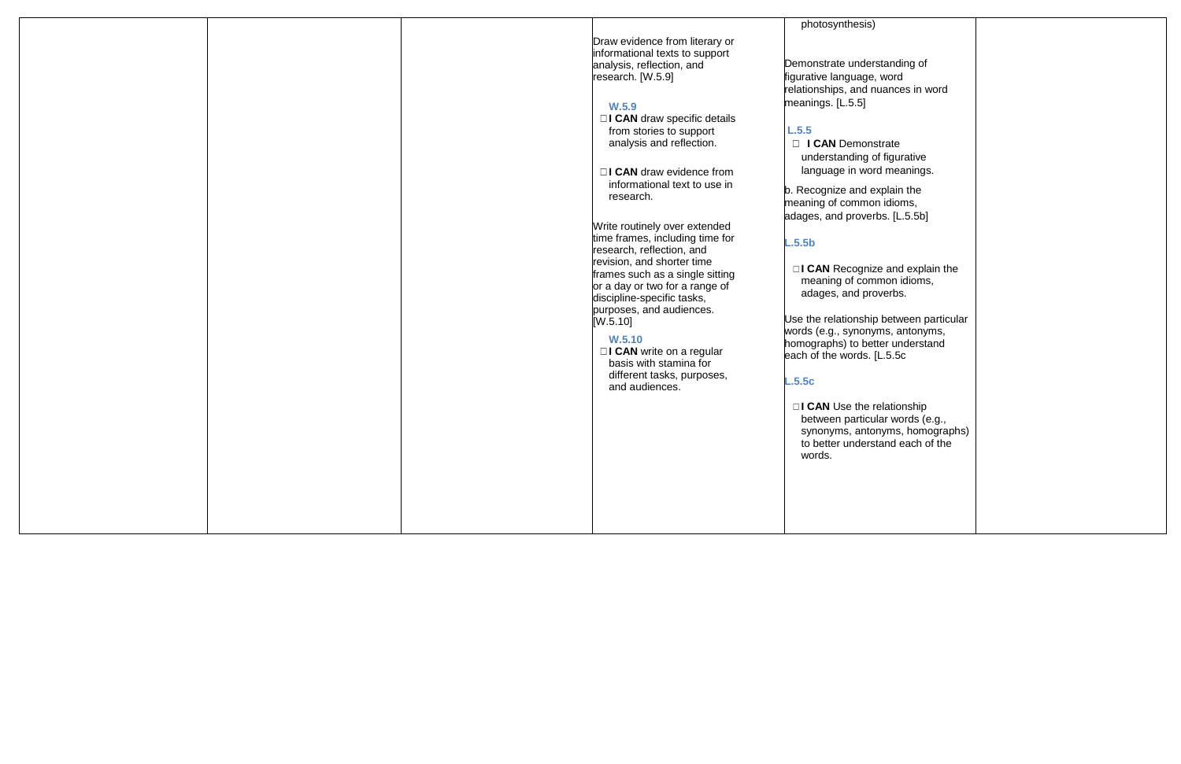| | | | | | |
|---|---|---|---|---|---|
| | | | Draw evidence from literary or informational texts to support analysis, reflection, and research. [W.5.9]<br><br>**W.5.9**<br>☐**I CAN** draw specific details from stories to support analysis and reflection.<br><br>☐**I CAN** draw evidence from informational text to use in research.<br><br>Write routinely over extended time frames, including time for research, reflection, and revision, and shorter time frames such as a single sitting or a day or two for a range of discipline-specific tasks, purposes, and audiences. [W.5.10]<br><br>**W.5.10**<br>☐**I CAN** write on a regular basis with stamina for different tasks, purposes, and audiences. | photosynthesis)<br><br>Demonstrate understanding of figurative language, word relationships, and nuances in word meanings. [L.5.5]<br><br>**L.5.5**<br>☐ **I CAN** Demonstrate understanding of figurative language in word meanings.<br><br>b. Recognize and explain the meaning of common idioms, adages, and proverbs. [L.5.5b]<br><br>**L.5.5b**<br>☐**I CAN** Recognize and explain the meaning of common idioms, adages, and proverbs.<br><br>Use the relationship between particular words (e.g., synonyms, antonyms, homographs) to better understand each of the words. [L.5.5c<br><br>**L.5.5c**<br>☐**I CAN** Use the relationship between particular words (e.g., synonyms, antonyms, homographs) to better understand each of the words. | |